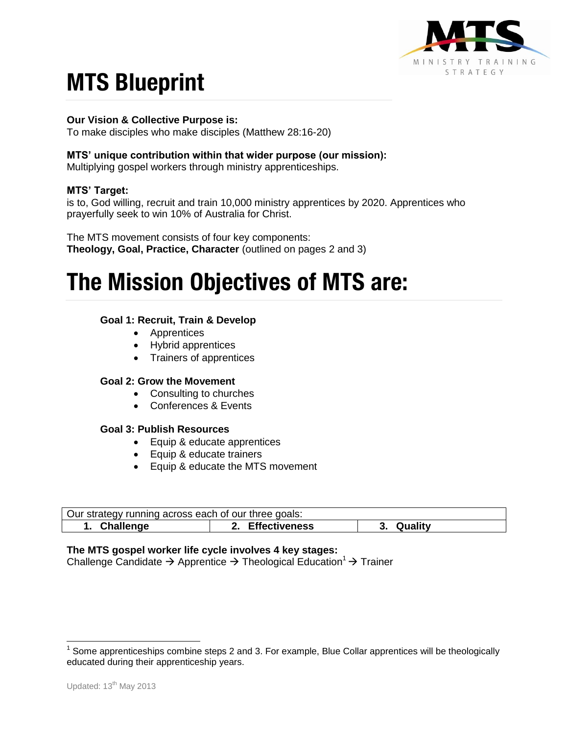# MTS Blueprint

**Our Vision & Collective Purpose is:**
To make disciples who make disciples (Matthew 28:16-20)

**MTS' unique contribution within that wider purpose (our mission):**
Multiplying gospel workers through ministry apprenticeships.

**MTS' Target:**
is to, God willing, recruit and train 10,000 ministry apprentices by 2020. Apprentices who prayerfully seek to win 10% of Australia for Christ.

The MTS movement consists of four key components:
**Theology, Goal, Practice, Character** (outlined on pages 2 and 3)

# The Mission Objectives of MTS are:

**Goal 1: Recruit, Train & Develop**

- Apprentices
- Hybrid apprentices
- Trainers of apprentices

**Goal 2: Grow the Movement**

- Consulting to churches
- Conferences & Events

**Goal 3: Publish Resources**

- Equip & educate apprentices
- Equip & educate trainers
- Equip & educate the MTS movement

| Our strategy running across each of our three goals: | | |
|---|---|---|
| **1. Challenge** | **2. Effectiveness** | **3. Quality** |

**The MTS gospel worker life cycle involves 4 key stages:**
Challenge Candidate → Apprentice → Theological Education[1] → Trainer

[1] Some apprenticeships combine steps 2 and 3. For example, Blue Collar apprentices will be theologically educated during their apprenticeship years.

Updated: 13th May 2013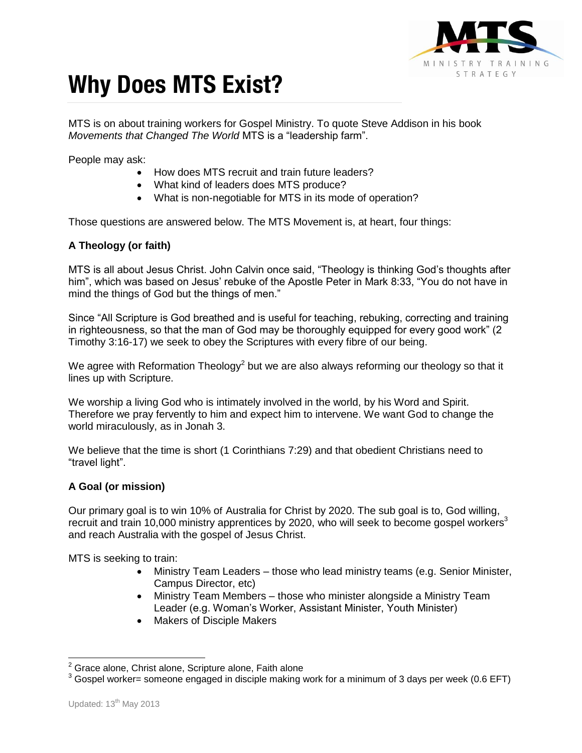# Why Does MTS Exist?

MTS is on about training workers for Gospel Ministry. To quote Steve Addison in his book *Movements that Changed The World* MTS is a "leadership farm".

People may ask:

- How does MTS recruit and train future leaders?
- What kind of leaders does MTS produce?
- What is non-negotiable for MTS in its mode of operation?

Those questions are answered below. The MTS Movement is, at heart, four things:

**A Theology (or faith)**

MTS is all about Jesus Christ. John Calvin once said, "Theology is thinking God's thoughts after him", which was based on Jesus' rebuke of the Apostle Peter in Mark 8:33, "You do not have in mind the things of God but the things of men."

Since "All Scripture is God breathed and is useful for teaching, rebuking, correcting and training in righteousness, so that the man of God may be thoroughly equipped for every good work" (2 Timothy 3:16-17) we seek to obey the Scriptures with every fibre of our being.

We agree with Reformation Theology[2] but we are also always reforming our theology so that it lines up with Scripture.

We worship a living God who is intimately involved in the world, by his Word and Spirit. Therefore we pray fervently to him and expect him to intervene. We want God to change the world miraculously, as in Jonah 3.

We believe that the time is short (1 Corinthians 7:29) and that obedient Christians need to "travel light".

**A Goal (or mission)**

Our primary goal is to win 10% of Australia for Christ by 2020. The sub goal is to, God willing, recruit and train 10,000 ministry apprentices by 2020, who will seek to become gospel workers[3] and reach Australia with the gospel of Jesus Christ.

MTS is seeking to train:

- Ministry Team Leaders – those who lead ministry teams (e.g. Senior Minister, Campus Director, etc)
- Ministry Team Members – those who minister alongside a Ministry Team Leader (e.g. Woman's Worker, Assistant Minister, Youth Minister)
- Makers of Disciple Makers

[2] Grace alone, Christ alone, Scripture alone, Faith alone

[3] Gospel worker= someone engaged in disciple making work for a minimum of 3 days per week (0.6 EFT)

Updated: 13th May 2013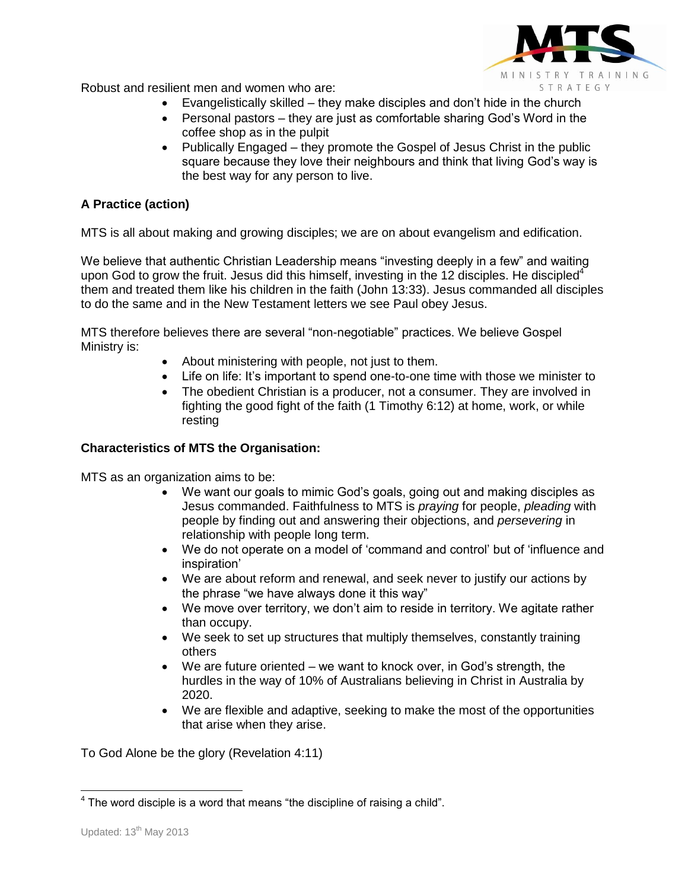Robust and resilient men and women who are:

- Evangelistically skilled – they make disciples and don't hide in the church
- Personal pastors – they are just as comfortable sharing God's Word in the coffee shop as in the pulpit
- Publically Engaged – they promote the Gospel of Jesus Christ in the public square because they love their neighbours and think that living God's way is the best way for any person to live.

**A Practice (action)**

MTS is all about making and growing disciples; we are on about evangelism and edification.

We believe that authentic Christian Leadership means "investing deeply in a few" and waiting upon God to grow the fruit. Jesus did this himself, investing in the 12 disciples. He discipled[4] them and treated them like his children in the faith (John 13:33). Jesus commanded all disciples to do the same and in the New Testament letters we see Paul obey Jesus.

MTS therefore believes there are several "non-negotiable" practices. We believe Gospel Ministry is:

- About ministering with people, not just to them.
- Life on life: It's important to spend one-to-one time with those we minister to
- The obedient Christian is a producer, not a consumer. They are involved in fighting the good fight of the faith (1 Timothy 6:12) at home, work, or while resting

**Characteristics of MTS the Organisation:**

MTS as an organization aims to be:

- We want our goals to mimic God's goals, going out and making disciples as Jesus commanded. Faithfulness to MTS is *praying* for people, *pleading* with people by finding out and answering their objections, and *persevering* in relationship with people long term.
- We do not operate on a model of 'command and control' but of 'influence and inspiration'
- We are about reform and renewal, and seek never to justify our actions by the phrase "we have always done it this way"
- We move over territory, we don't aim to reside in territory. We agitate rather than occupy.
- We seek to set up structures that multiply themselves, constantly training others
- We are future oriented – we want to knock over, in God's strength, the hurdles in the way of 10% of Australians believing in Christ in Australia by 2020.
- We are flexible and adaptive, seeking to make the most of the opportunities that arise when they arise.

To God Alone be the glory (Revelation 4:11)

[4] The word disciple is a word that means "the discipline of raising a child".

Updated: 13th May 2013